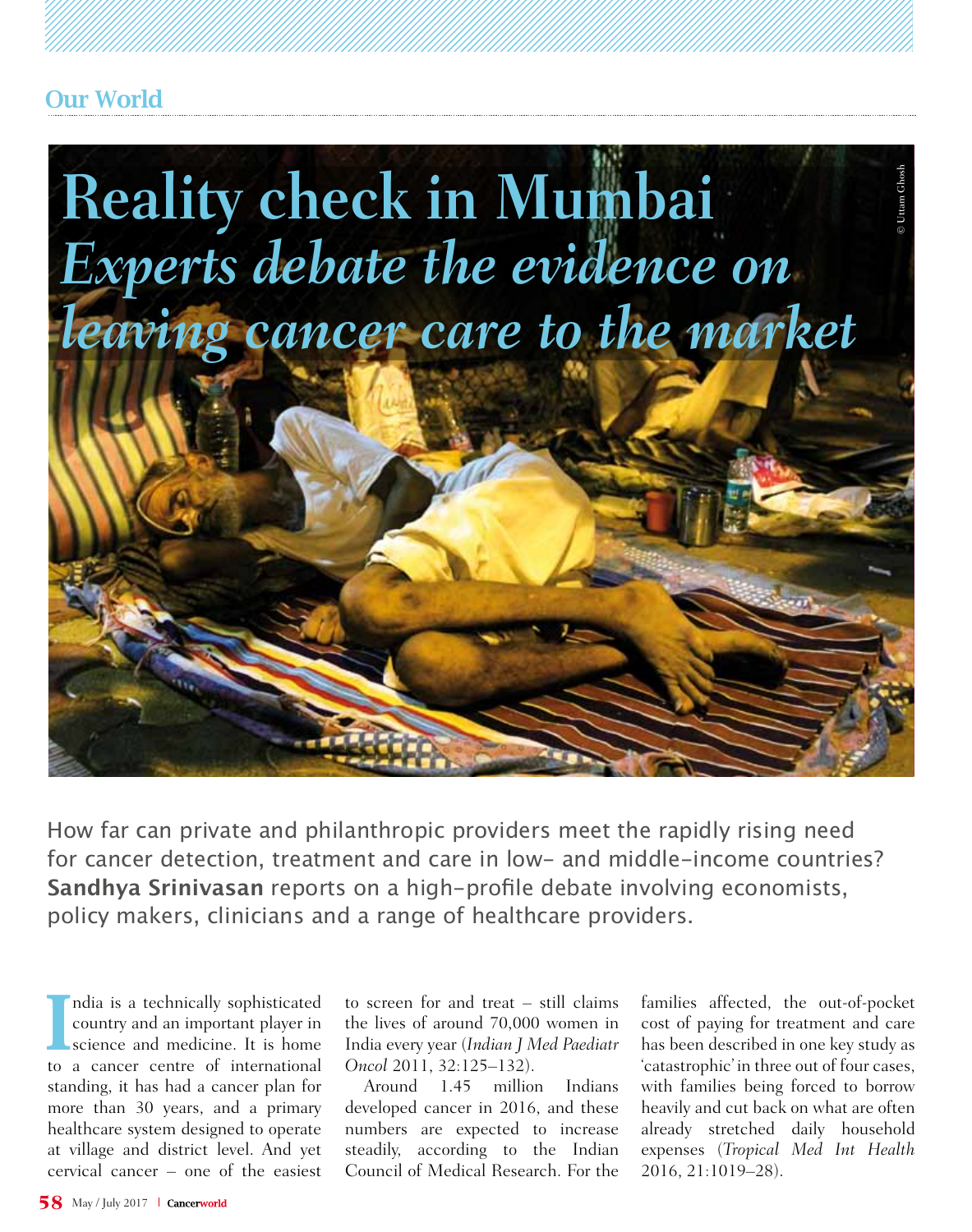# Reality check in Mumbai

## *Experts debate the evidence on leaving cancer care to the market*

How far can private and philanthropic providers meet the rapidly rising need for cancer detection, treatment and care in low- and middle-income countries? **Sandhya Srinivasan** reports on a high-profile debate involving economists, policy makers, clinicians and a range of healthcare providers.

India is a technically sophisticated country and an important player in science and medicine. It is home to a cancer centre of international standing, it has had a cancer plan for more than 30 years, and a primary healthcare system designed to operate at village and district level. And yet cervical cancer – one of the easiest to screen for and treat – still claims the lives of around 70,000 women in India every year (*Indian J Med Paediatr Oncol* 2011, 32:125–132).

Around 1.45 million Indians developed cancer in 2016, and these numbers are expected to increase steadily, according to the Indian Council of Medical Research. For the families affected, the out-of-pocket cost of paying for treatment and care has been described in one key study as 'catastrophic' in three out of four cases, with families being forced to borrow heavily and cut back on what are often already stretched daily household expenses (*Tropical Med Int Health* 2016, 21:1019–28).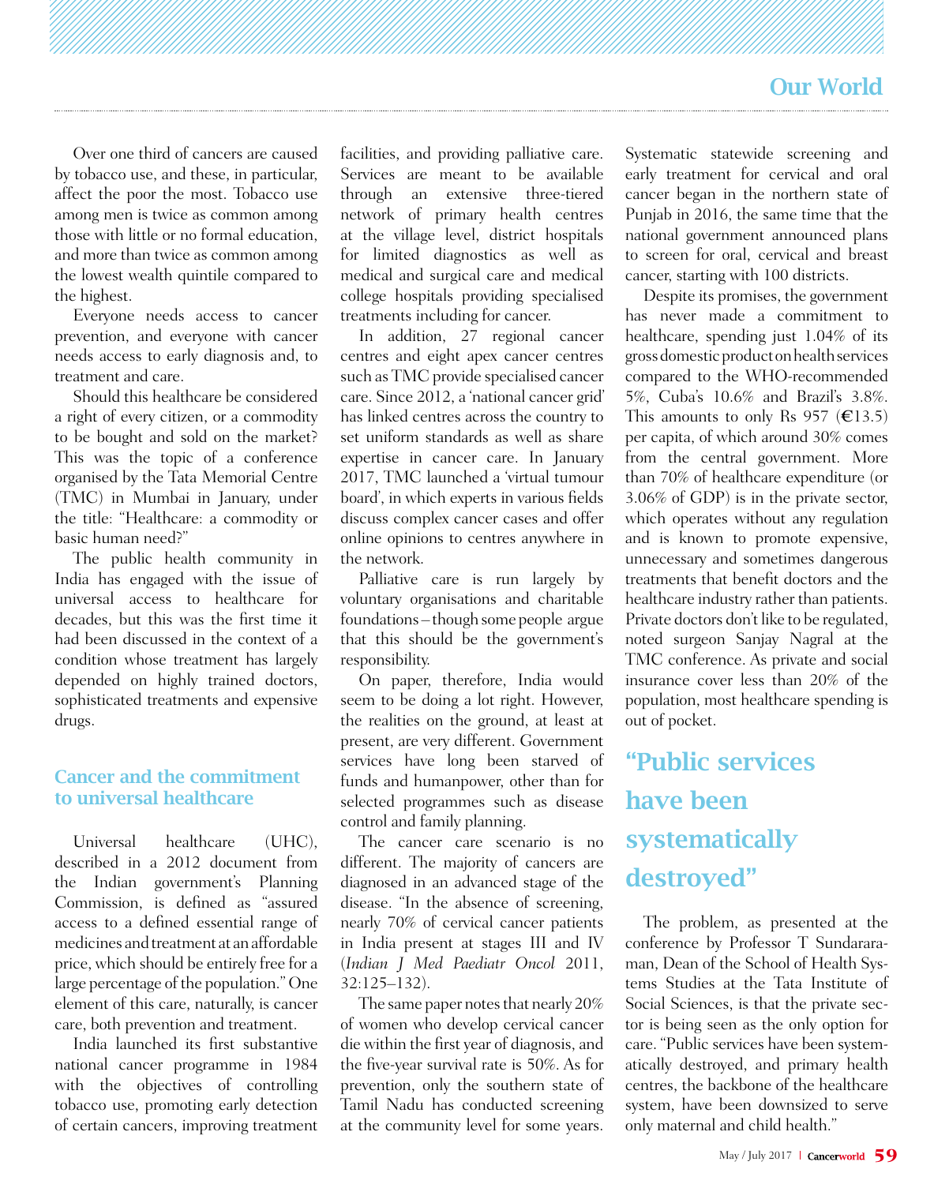Over one third of cancers are caused by tobacco use, and these, in particular, affect the poor the most. Tobacco use among men is twice as common among those with little or no formal education, and more than twice as common among the lowest wealth quintile compared to the highest.

Everyone needs access to cancer prevention, and everyone with cancer needs access to early diagnosis and, to treatment and care.

Should this healthcare be considered a right of every citizen, or a commodity to be bought and sold on the market? This was the topic of a conference organised by the Tata Memorial Centre (TMC) in Mumbai in January, under the title: "Healthcare: a commodity or basic human need?"

The public health community in India has engaged with the issue of universal access to healthcare for decades, but this was the first time it had been discussed in the context of a condition whose treatment has largely depended on highly trained doctors, sophisticated treatments and expensive drugs.

## Cancer and the commitment to universal healthcare

Universal healthcare (UHC), described in a 2012 document from the Indian government's Planning Commission, is defined as "assured access to a defined essential range of medicines and treatment at an affordable price, which should be entirely free for a large percentage of the population." One element of this care, naturally, is cancer care, both prevention and treatment.

India launched its first substantive national cancer programme in 1984 with the objectives of controlling tobacco use, promoting early detection of certain cancers, improving treatment facilities, and providing palliative care. Services are meant to be available through an extensive three-tiered network of primary health centres at the village level, district hospitals for limited diagnostics as well as medical and surgical care and medical college hospitals providing specialised treatments including for cancer.

In addition, 27 regional cancer centres and eight apex cancer centres such as TMC provide specialised cancer care. Since 2012, a 'national cancer grid' has linked centres across the country to set uniform standards as well as share expertise in cancer care. In January 2017, TMC launched a 'virtual tumour board', in which experts in various fields discuss complex cancer cases and offer online opinions to centres anywhere in the network.

Palliative care is run largely by voluntary organisations and charitable foundations – though some people argue that this should be the government's responsibility.

On paper, therefore, India would seem to be doing a lot right. However, the realities on the ground, at least at present, are very different. Government services have long been starved of funds and humanpower, other than for selected programmes such as disease control and family planning.

The cancer care scenario is no different. The majority of cancers are diagnosed in an advanced stage of the disease. "In the absence of screening, nearly 70% of cervical cancer patients in India present at stages III and IV (*Indian J Med Paediatr Oncol* 2011, 32:125–132).

The same paper notes that nearly 20% of women who develop cervical cancer die within the first year of diagnosis, and the five-year survival rate is 50%. As for prevention, only the southern state of Tamil Nadu has conducted screening at the community level for some years. Systematic statewide screening and early treatment for cervical and oral cancer began in the northern state of Punjab in 2016, the same time that the national government announced plans to screen for oral, cervical and breast cancer, starting with 100 districts.

Despite its promises, the government has never made a commitment to healthcare, spending just 1.04% of its gross domestic product on health services compared to the WHO-recommended 5%, Cuba's 10.6% and Brazil's 3.8%. This amounts to only Rs 957 (€13.5) per capita, of which around 30% comes from the central government. More than 70% of healthcare expenditure (or 3.06% of GDP) is in the private sector, which operates without any regulation and is known to promote expensive, unnecessary and sometimes dangerous treatments that benefit doctors and the healthcare industry rather than patients. Private doctors don't like to be regulated, noted surgeon Sanjay Nagral at the TMC conference. As private and social insurance cover less than 20% of the population, most healthcare spending is out of pocket.

> **"Public services have been systematically destroyed"**

The problem, as presented at the conference by Professor T Sundararaman, Dean of the School of Health Systems Studies at the Tata Institute of Social Sciences, is that the private sector is being seen as the only option for care. "Public services have been systematically destroyed, and primary health centres, the backbone of the healthcare system, have been downsized to serve only maternal and child health."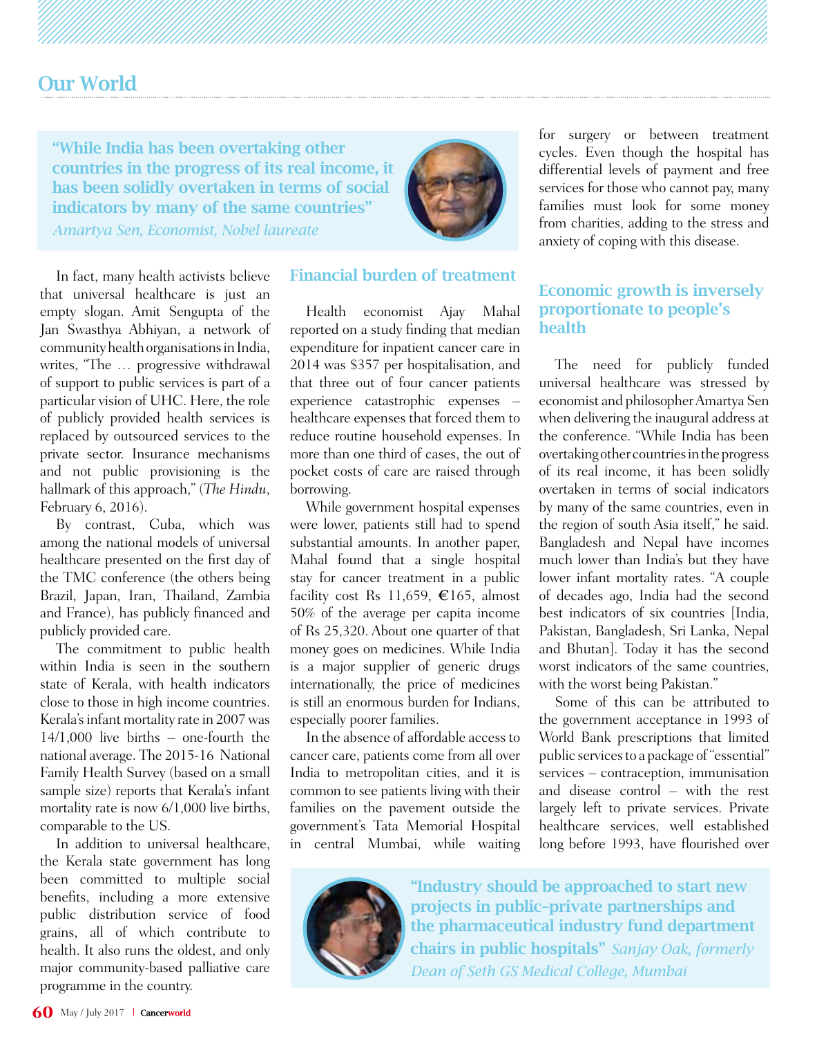## Our World

> **"While India has been overtaking other countries in the progress of its real income, it has been solidly overtaken in terms of social indicators by many of the same countries"**
> *Amartya Sen, Economist, Nobel laureate*

In fact, many health activists believe that universal healthcare is just an empty slogan. Amit Sengupta of the Jan Swasthya Abhiyan, a network of community health organisations in India, writes, "The … progressive withdrawal of support to public services is part of a particular vision of UHC. Here, the role of publicly provided health services is replaced by outsourced services to the private sector. Insurance mechanisms and not public provisioning is the hallmark of this approach," (*The Hindu*, February 6, 2016).

By contrast, Cuba, which was among the national models of universal healthcare presented on the first day of the TMC conference (the others being Brazil, Japan, Iran, Thailand, Zambia and France), has publicly financed and publicly provided care.

The commitment to public health within India is seen in the southern state of Kerala, with health indicators close to those in high income countries. Kerala's infant mortality rate in 2007 was 14/1,000 live births – one-fourth the national average. The 2015-16 National Family Health Survey (based on a small sample size) reports that Kerala's infant mortality rate is now 6/1,000 live births, comparable to the US.

In addition to universal healthcare, the Kerala state government has long been committed to multiple social benefits, including a more extensive public distribution service of food grains, all of which contribute to health. It also runs the oldest, and only major community-based palliative care programme in the country.

### Financial burden of treatment

Health economist Ajay Mahal reported on a study finding that median expenditure for inpatient cancer care in 2014 was $357 per hospitalisation, and that three out of four cancer patients experience catastrophic expenses – healthcare expenses that forced them to reduce routine household expenses. In more than one third of cases, the out of pocket costs of care are raised through borrowing.

While government hospital expenses were lower, patients still had to spend substantial amounts. In another paper, Mahal found that a single hospital stay for cancer treatment in a public facility cost Rs 11,659, €165, almost 50% of the average per capita income of Rs 25,320. About one quarter of that money goes on medicines. While India is a major supplier of generic drugs internationally, the price of medicines is still an enormous burden for Indians, especially poorer families.

In the absence of affordable access to cancer care, patients come from all over India to metropolitan cities, and it is common to see patients living with their families on the pavement outside the government's Tata Memorial Hospital in central Mumbai, while waiting for surgery or between treatment cycles. Even though the hospital has differential levels of payment and free services for those who cannot pay, many families must look for some money from charities, adding to the stress and anxiety of coping with this disease.

### Economic growth is inversely proportionate to people's health

The need for publicly funded universal healthcare was stressed by economist and philosopher Amartya Sen when delivering the inaugural address at the conference. "While India has been overtaking other countries in the progress of its real income, it has been solidly overtaken in terms of social indicators by many of the same countries, even in the region of south Asia itself," he said. Bangladesh and Nepal have incomes much lower than India's but they have lower infant mortality rates. "A couple of decades ago, India had the second best indicators of six countries [India, Pakistan, Bangladesh, Sri Lanka, Nepal and Bhutan]. Today it has the second worst indicators of the same countries, with the worst being Pakistan."

Some of this can be attributed to the government acceptance in 1993 of World Bank prescriptions that limited public services to a package of "essential" services – contraception, immunisation and disease control – with the rest largely left to private services. Private healthcare services, well established long before 1993, have flourished over

> **"Industry should be approached to start new projects in public–private partnerships and the pharmaceutical industry fund department chairs in public hospitals"** *Sanjay Oak, formerly Dean of Seth GS Medical College, Mumbai*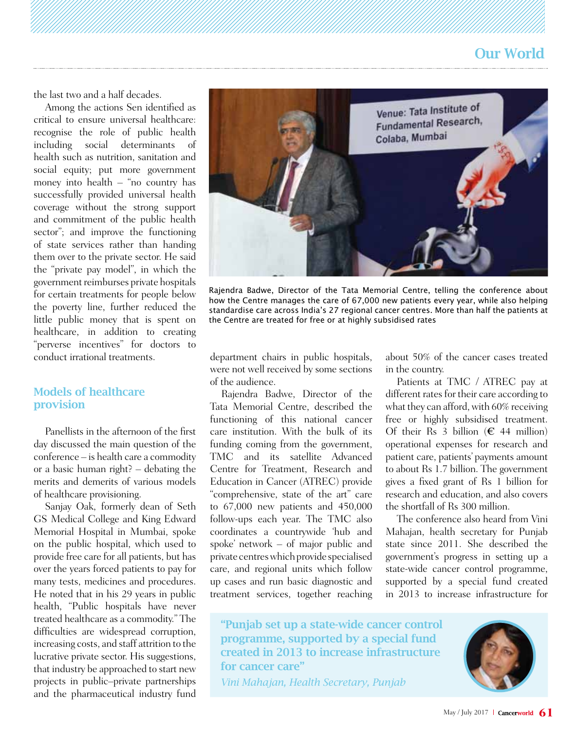the last two and a half decades.

Among the actions Sen identified as critical to ensure universal healthcare: recognise the role of public health including social determinants of health such as nutrition, sanitation and social equity; put more government money into health – "no country has successfully provided universal health coverage without the strong support and commitment of the public health sector"; and improve the functioning of state services rather than handing them over to the private sector. He said the "private pay model", in which the government reimburses private hospitals for certain treatments for people below the poverty line, further reduced the little public money that is spent on healthcare, in addition to creating "perverse incentives" for doctors to conduct irrational treatments.

Rajendra Badwe, Director of the Tata Memorial Centre, telling the conference about how the Centre manages the care of 67,000 new patients every year, while also helping standardise care across India's 27 regional cancer centres. More than half the patients at the Centre are treated for free or at highly subsidised rates

## Models of healthcare provision

Panellists in the afternoon of the first day discussed the main question of the conference – is health care a commodity or a basic human right? – debating the merits and demerits of various models of healthcare provisioning.

Sanjay Oak, formerly dean of Seth GS Medical College and King Edward Memorial Hospital in Mumbai, spoke on the public hospital, which used to provide free care for all patients, but has over the years forced patients to pay for many tests, medicines and procedures. He noted that in his 29 years in public health, "Public hospitals have never treated healthcare as a commodity." The difficulties are widespread corruption, increasing costs, and staff attrition to the lucrative private sector. His suggestions, that industry be approached to start new projects in public–private partnerships and the pharmaceutical industry fund department chairs in public hospitals, were not well received by some sections of the audience.

Rajendra Badwe, Director of the Tata Memorial Centre, described the functioning of this national cancer care institution. With the bulk of its funding coming from the government, TMC and its satellite Advanced Centre for Treatment, Research and Education in Cancer (ATREC) provide "comprehensive, state of the art" care to 67,000 new patients and 450,000 follow-ups each year. The TMC also coordinates a countrywide 'hub and spoke' network – of major public and private centres which provide specialised care, and regional units which follow up cases and run basic diagnostic and treatment services, together reaching about 50% of the cancer cases treated in the country.

Patients at TMC / ATREC pay at different rates for their care according to what they can afford, with 60% receiving free or highly subsidised treatment. Of their Rs 3 billion (€ 44 million) operational expenses for research and patient care, patients' payments amount to about Rs 1.7 billion. The government gives a fixed grant of Rs 1 billion for research and education, and also covers the shortfall of Rs 300 million.

The conference also heard from Vini Mahajan, health secretary for Punjab state since 2011. She described the government's progress in setting up a state-wide cancer control programme, supported by a special fund created in 2013 to increase infrastructure for

> **"Punjab set up a state-wide cancer control programme, supported by a special fund created in 2013 to increase infrastructure for cancer care"**
>
> *Vini Mahajan, Health Secretary, Punjab*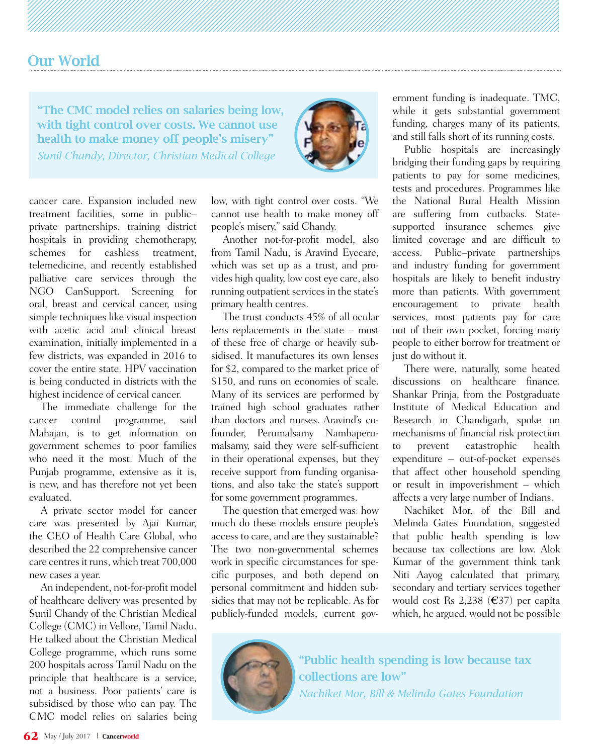> **"The CMC model relies on salaries being low, with tight control over costs. We cannot use health to make money off people's misery"**
> *Sunil Chandy, Director, Christian Medical College*

cancer care. Expansion included new treatment facilities, some in public–private partnerships, training district hospitals in providing chemotherapy, schemes for cashless treatment, telemedicine, and recently established palliative care services through the NGO CanSupport. Screening for oral, breast and cervical cancer, using simple techniques like visual inspection with acetic acid and clinical breast examination, initially implemented in a few districts, was expanded in 2016 to cover the entire state. HPV vaccination is being conducted in districts with the highest incidence of cervical cancer.

The immediate challenge for the cancer control programme, said Mahajan, is to get information on government schemes to poor families who need it the most. Much of the Punjab programme, extensive as it is, is new, and has therefore not yet been evaluated.

A private sector model for cancer care was presented by Ajai Kumar, the CEO of Health Care Global, who described the 22 comprehensive cancer care centres it runs, which treat 700,000 new cases a year.

An independent, not-for-profit model of healthcare delivery was presented by Sunil Chandy of the Christian Medical College (CMC) in Vellore, Tamil Nadu. He talked about the Christian Medical College programme, which runs some 200 hospitals across Tamil Nadu on the principle that healthcare is a service, not a business. Poor patients' care is subsidised by those who can pay. The CMC model relies on salaries being low, with tight control over costs. "We cannot use health to make money off people's misery," said Chandy.

Another not-for-profit model, also from Tamil Nadu, is Aravind Eyecare, which was set up as a trust, and provides high quality, low cost eye care, also running outpatient services in the state's primary health centres.

The trust conducts 45% of all ocular lens replacements in the state – most of these free of charge or heavily subsidised. It manufactures its own lenses for $2, compared to the market price of $150, and runs on economies of scale. Many of its services are performed by trained high school graduates rather than doctors and nurses. Aravind's co-founder, Perumalsamy Nambaperumalsamy, said they were self-sufficient in their operational expenses, but they receive support from funding organisations, and also take the state's support for some government programmes.

The question that emerged was: how much do these models ensure people's access to care, and are they sustainable? The two non-governmental schemes work in specific circumstances for specific purposes, and both depend on personal commitment and hidden subsidies that may not be replicable. As for publicly-funded models, current government funding is inadequate. TMC, while it gets substantial government funding, charges many of its patients, and still falls short of its running costs.

Public hospitals are increasingly bridging their funding gaps by requiring patients to pay for some medicines, tests and procedures. Programmes like the National Rural Health Mission are suffering from cutbacks. State-supported insurance schemes give limited coverage and are difficult to access. Public–private partnerships and industry funding for government hospitals are likely to benefit industry more than patients. With government encouragement to private health services, most patients pay for care out of their own pocket, forcing many people to either borrow for treatment or just do without it.

There were, naturally, some heated discussions on healthcare finance. Shankar Prinja, from the Postgraduate Institute of Medical Education and Research in Chandigarh, spoke on mechanisms of financial risk protection to prevent catastrophic health expenditure – out-of-pocket expenses that affect other household spending or result in impoverishment – which affects a very large number of Indians.

Nachiket Mor, of the Bill and Melinda Gates Foundation, suggested that public health spending is low because tax collections are low. Alok Kumar of the government think tank Niti Aayog calculated that primary, secondary and tertiary services together would cost Rs 2,238 (€37) per capita which, he argued, would not be possible

> **"Public health spending is low because tax collections are low"**
> *Nachiket Mor, Bill & Melinda Gates Foundation*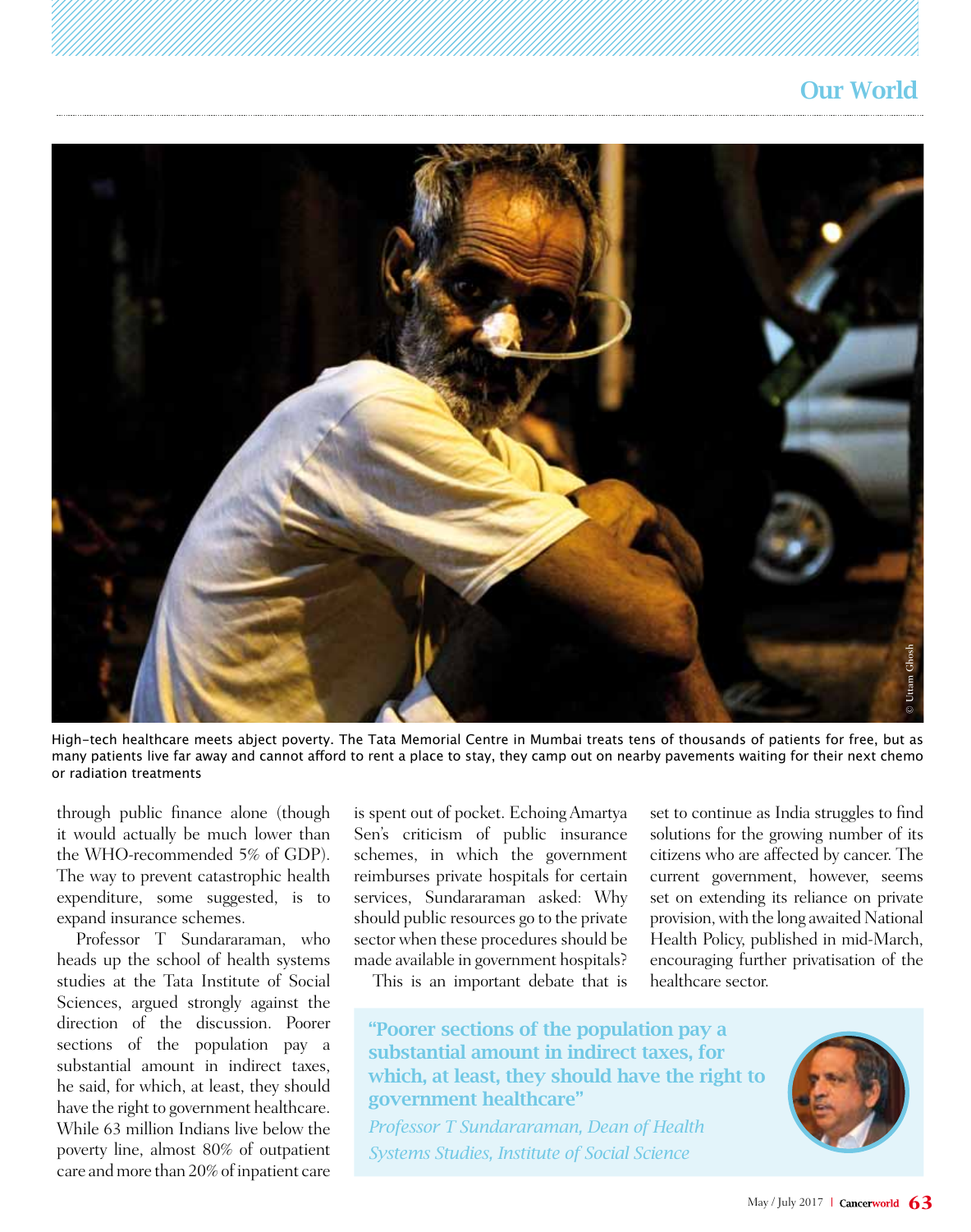High-tech healthcare meets abject poverty. The Tata Memorial Centre in Mumbai treats tens of thousands of patients for free, but as many patients live far away and cannot afford to rent a place to stay, they camp out on nearby pavements waiting for their next chemo or radiation treatments

through public finance alone (though it would actually be much lower than the WHO-recommended 5% of GDP). The way to prevent catastrophic health expenditure, some suggested, is to expand insurance schemes.

Professor T Sundararaman, who heads up the school of health systems studies at the Tata Institute of Social Sciences, argued strongly against the direction of the discussion. Poorer sections of the population pay a substantial amount in indirect taxes, he said, for which, at least, they should have the right to government healthcare. While 63 million Indians live below the poverty line, almost 80% of outpatient care and more than 20% of inpatient care is spent out of pocket. Echoing Amartya Sen's criticism of public insurance schemes, in which the government reimburses private hospitals for certain services, Sundararaman asked: Why should public resources go to the private sector when these procedures should be made available in government hospitals?

This is an important debate that is set to continue as India struggles to find solutions for the growing number of its citizens who are affected by cancer. The current government, however, seems set on extending its reliance on private provision, with the long awaited National Health Policy, published in mid-March, encouraging further privatisation of the healthcare sector.

> **"Poorer sections of the population pay a substantial amount in indirect taxes, for which, at least, they should have the right to government healthcare"**
>
> *Professor T Sundararaman, Dean of Health Systems Studies, Institute of Social Science*